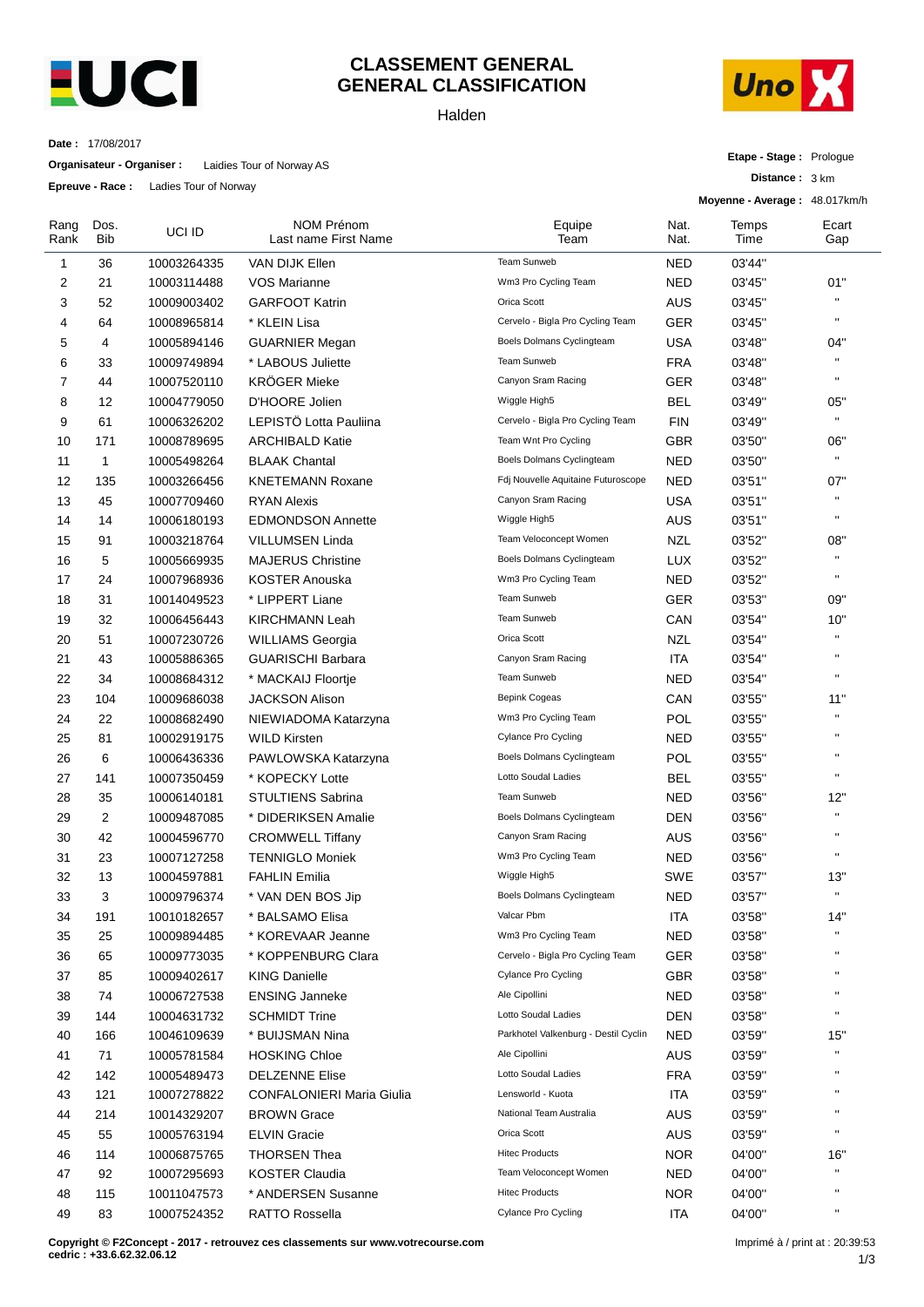# CLASSEMENT GENERAL
# GENERAL CLASSIFICATION

Halden

**Date :** 17/08/2017

**Organisateur - Organiser :** Laidies Tour of Norway AS

**Epreuve - Race :** Ladies Tour of Norway

**Etape - Stage :** Prologue

**Distance :** 3 km

**Moyenne - Average :** 48.017km/h

| Rang Rank | Dos. Bib | UCI ID | NOM Prénom Last name First Name | Equipe Team | Nat. Nat. | Temps Time | Ecart Gap |
|---|---|---|---|---|---|---|---|
| 1 | 36 | 10003264335 | VAN DIJK Ellen | Team Sunweb | NED | 03'44'' | |
| 2 | 21 | 10003114488 | VOS Marianne | Wm3 Pro Cycling Team | NED | 03'45'' | 01'' |
| 3 | 52 | 10009003402 | GARFOOT Katrin | Orica Scott | AUS | 03'45'' | " |
| 4 | 64 | 10008965814 | * KLEIN Lisa | Cervelo - Bigla Pro Cycling Team | GER | 03'45'' | " |
| 5 | 4 | 10005894146 | GUARNIER Megan | Boels Dolmans Cyclingteam | USA | 03'48'' | 04'' |
| 6 | 33 | 10009749894 | * LABOUS Juliette | Team Sunweb | FRA | 03'48'' | " |
| 7 | 44 | 10007520110 | KRÖGER Mieke | Canyon Sram Racing | GER | 03'48'' | " |
| 8 | 12 | 10004779050 | D'HOORE Jolien | Wiggle High5 | BEL | 03'49'' | 05'' |
| 9 | 61 | 10006326202 | LEPISTÖ Lotta Pauliina | Cervelo - Bigla Pro Cycling Team | FIN | 03'49'' | " |
| 10 | 171 | 10008789695 | ARCHIBALD Katie | Team Wnt Pro Cycling | GBR | 03'50'' | 06'' |
| 11 | 1 | 10005498264 | BLAAK Chantal | Boels Dolmans Cyclingteam | NED | 03'50'' | " |
| 12 | 135 | 10003266456 | KNETEMANN Roxane | Fdj Nouvelle Aquitaine Futuroscope | NED | 03'51'' | 07'' |
| 13 | 45 | 10007709460 | RYAN Alexis | Canyon Sram Racing | USA | 03'51'' | " |
| 14 | 14 | 10006180193 | EDMONDSON Annette | Wiggle High5 | AUS | 03'51'' | " |
| 15 | 91 | 10003218764 | VILLUMSEN Linda | Team Veloconcept Women | NZL | 03'52'' | 08'' |
| 16 | 5 | 10005669935 | MAJERUS Christine | Boels Dolmans Cyclingteam | LUX | 03'52'' | " |
| 17 | 24 | 10007968936 | KOSTER Anouska | Wm3 Pro Cycling Team | NED | 03'52'' | " |
| 18 | 31 | 10014049523 | * LIPPERT Liane | Team Sunweb | GER | 03'53'' | 09'' |
| 19 | 32 | 10006456443 | KIRCHMANN Leah | Team Sunweb | CAN | 03'54'' | 10'' |
| 20 | 51 | 10007230726 | WILLIAMS Georgia | Orica Scott | NZL | 03'54'' | " |
| 21 | 43 | 10005886365 | GUARISCHI Barbara | Canyon Sram Racing | ITA | 03'54'' | " |
| 22 | 34 | 10008684312 | * MACKAIJ Floortje | Team Sunweb | NED | 03'54'' | " |
| 23 | 104 | 10009686038 | JACKSON Alison | Bepink Cogeas | CAN | 03'55'' | 11'' |
| 24 | 22 | 10008682490 | NIEWIADOMA Katarzyna | Wm3 Pro Cycling Team | POL | 03'55'' | " |
| 25 | 81 | 10002919175 | WILD Kirsten | Cylance Pro Cycling | NED | 03'55'' | " |
| 26 | 6 | 10006436336 | PAWLOWSKA Katarzyna | Boels Dolmans Cyclingteam | POL | 03'55'' | " |
| 27 | 141 | 10007350459 | * KOPECKY Lotte | Lotto Soudal Ladies | BEL | 03'55'' | " |
| 28 | 35 | 10006140181 | STULTIENS Sabrina | Team Sunweb | NED | 03'56'' | 12'' |
| 29 | 2 | 10009487085 | * DIDERIKSEN Amalie | Boels Dolmans Cyclingteam | DEN | 03'56'' | " |
| 30 | 42 | 10004596770 | CROMWELL Tiffany | Canyon Sram Racing | AUS | 03'56'' | " |
| 31 | 23 | 10007127258 | TENNIGLO Moniek | Wm3 Pro Cycling Team | NED | 03'56'' | " |
| 32 | 13 | 10004597881 | FAHLIN Emilia | Wiggle High5 | SWE | 03'57'' | 13'' |
| 33 | 3 | 10009796374 | * VAN DEN BOS Jip | Boels Dolmans Cyclingteam | NED | 03'57'' | " |
| 34 | 191 | 10010182657 | * BALSAMO Elisa | Valcar Pbm | ITA | 03'58'' | 14'' |
| 35 | 25 | 10009894485 | * KOREVAAR Jeanne | Wm3 Pro Cycling Team | NED | 03'58'' | " |
| 36 | 65 | 10009773035 | * KOPPENBURG Clara | Cervelo - Bigla Pro Cycling Team | GER | 03'58'' | " |
| 37 | 85 | 10009402617 | KING Danielle | Cylance Pro Cycling | GBR | 03'58'' | " |
| 38 | 74 | 10006727538 | ENSING Janneke | Ale Cipollini | NED | 03'58'' | " |
| 39 | 144 | 10004631732 | SCHMIDT Trine | Lotto Soudal Ladies | DEN | 03'58'' | " |
| 40 | 166 | 10046109639 | * BUIJSMAN Nina | Parkhotel Valkenburg - Destil Cyclin | NED | 03'59'' | 15'' |
| 41 | 71 | 10005781584 | HOSKING Chloe | Ale Cipollini | AUS | 03'59'' | " |
| 42 | 142 | 10005489473 | DELZENNE Elise | Lotto Soudal Ladies | FRA | 03'59'' | " |
| 43 | 121 | 10007278822 | CONFALONIERI Maria Giulia | Lensworld - Kuota | ITA | 03'59'' | " |
| 44 | 214 | 10014329207 | BROWN Grace | National Team Australia | AUS | 03'59'' | " |
| 45 | 55 | 10005763194 | ELVIN Gracie | Orica Scott | AUS | 03'59'' | " |
| 46 | 114 | 10006875765 | THORSEN Thea | Hitec Products | NOR | 04'00'' | 16'' |
| 47 | 92 | 10007295693 | KOSTER Claudia | Team Veloconcept Women | NED | 04'00'' | " |
| 48 | 115 | 10011047573 | * ANDERSEN Susanne | Hitec Products | NOR | 04'00'' | " |
| 49 | 83 | 10007524352 | RATTO Rossella | Cylance Pro Cycling | ITA | 04'00'' | " |

**Copyright © F2Concept - 2017 - retrouvez ces classements sur www.votrecourse.com**
**cedric : +33.6.62.32.06.12**

Imprimé à / print at : 20:39:53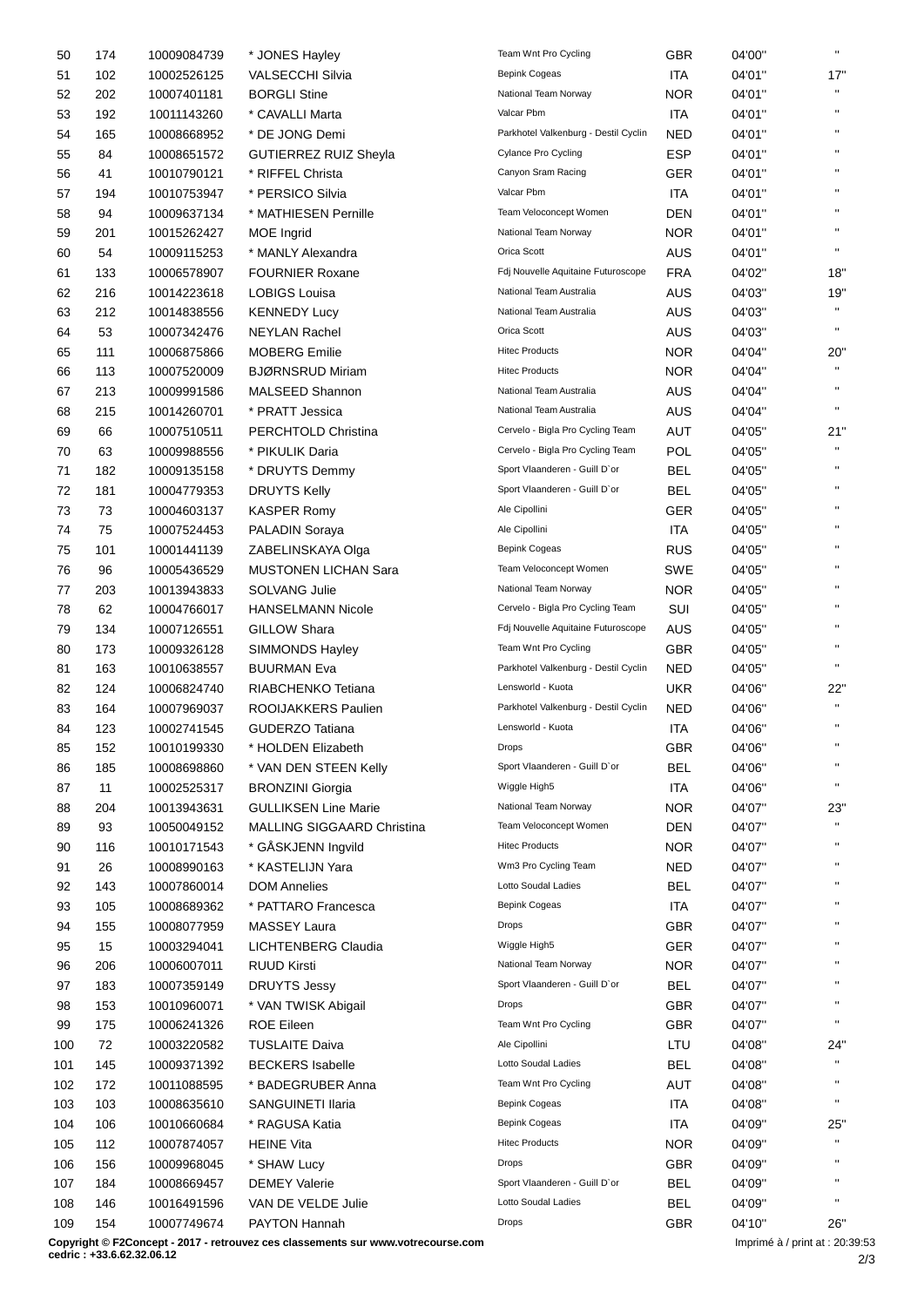| | | | | | | | |
|---|---|---|---|---|---|---|---|
| 50 | 174 | 10009084739 | * JONES Hayley | Team Wnt Pro Cycling | GBR | 04'00'' | '' |
| 51 | 102 | 10002526125 | VALSECCHI Silvia | Bepink Cogeas | ITA | 04'01'' | 17'' |
| 52 | 202 | 10007401181 | BORGLI Stine | National Team Norway | NOR | 04'01'' | '' |
| 53 | 192 | 10011143260 | * CAVALLI Marta | Valcar Pbm | ITA | 04'01'' | '' |
| 54 | 165 | 10008668952 | * DE JONG Demi | Parkhotel Valkenburg - Destil Cyclin | NED | 04'01'' | '' |
| 55 | 84 | 10008651572 | GUTIERREZ RUIZ Sheyla | Cylance Pro Cycling | ESP | 04'01'' | '' |
| 56 | 41 | 10010790121 | * RIFFEL Christa | Canyon Sram Racing | GER | 04'01'' | '' |
| 57 | 194 | 10010753947 | * PERSICO Silvia | Valcar Pbm | ITA | 04'01'' | '' |
| 58 | 94 | 10009637134 | * MATHIESEN Pernille | Team Veloconcept Women | DEN | 04'01'' | '' |
| 59 | 201 | 10015262427 | MOE Ingrid | National Team Norway | NOR | 04'01'' | '' |
| 60 | 54 | 10009115253 | * MANLY Alexandra | Orica Scott | AUS | 04'01'' | '' |
| 61 | 133 | 10006578907 | FOURNIER Roxane | Fdj Nouvelle Aquitaine Futuroscope | FRA | 04'02'' | 18'' |
| 62 | 216 | 10014223618 | LOBIGS Louisa | National Team Australia | AUS | 04'03'' | 19'' |
| 63 | 212 | 10014838556 | KENNEDY Lucy | National Team Australia | AUS | 04'03'' | '' |
| 64 | 53 | 10007342476 | NEYLAN Rachel | Orica Scott | AUS | 04'03'' | '' |
| 65 | 111 | 10006875866 | MOBERG Emilie | Hitec Products | NOR | 04'04'' | 20'' |
| 66 | 113 | 10007520009 | BJØRNSRUD Miriam | Hitec Products | NOR | 04'04'' | '' |
| 67 | 213 | 10009991586 | MALSEED Shannon | National Team Australia | AUS | 04'04'' | '' |
| 68 | 215 | 10014260701 | * PRATT Jessica | National Team Australia | AUS | 04'04'' | '' |
| 69 | 66 | 10007510511 | PERCHTOLD Christina | Cervelo - Bigla Pro Cycling Team | AUT | 04'05'' | 21'' |
| 70 | 63 | 10009988556 | * PIKULIK Daria | Cervelo - Bigla Pro Cycling Team | POL | 04'05'' | '' |
| 71 | 182 | 10009135158 | * DRUYTS Demmy | Sport Vlaanderen - Guill D`or | BEL | 04'05'' | '' |
| 72 | 181 | 10004779353 | DRUYTS Kelly | Sport Vlaanderen - Guill D`or | BEL | 04'05'' | '' |
| 73 | 73 | 10004603137 | KASPER Romy | Ale Cipollini | GER | 04'05'' | '' |
| 74 | 75 | 10007524453 | PALADIN Soraya | Ale Cipollini | ITA | 04'05'' | '' |
| 75 | 101 | 10001441139 | ZABELINSKAYA Olga | Bepink Cogeas | RUS | 04'05'' | '' |
| 76 | 96 | 10005436529 | MUSTONEN LICHAN Sara | Team Veloconcept Women | SWE | 04'05'' | '' |
| 77 | 203 | 10013943833 | SOLVANG Julie | National Team Norway | NOR | 04'05'' | '' |
| 78 | 62 | 10004766017 | HANSELMANN Nicole | Cervelo - Bigla Pro Cycling Team | SUI | 04'05'' | '' |
| 79 | 134 | 10007126551 | GILLOW Shara | Fdj Nouvelle Aquitaine Futuroscope | AUS | 04'05'' | '' |
| 80 | 173 | 10009326128 | SIMMONDS Hayley | Team Wnt Pro Cycling | GBR | 04'05'' | '' |
| 81 | 163 | 10010638557 | BUURMAN Eva | Parkhotel Valkenburg - Destil Cyclin | NED | 04'05'' | '' |
| 82 | 124 | 10006824740 | RIABCHENKO Tetiana | Lensworld - Kuota | UKR | 04'06'' | 22'' |
| 83 | 164 | 10007969037 | ROOIJAKKERS Paulien | Parkhotel Valkenburg - Destil Cyclin | NED | 04'06'' | '' |
| 84 | 123 | 10002741545 | GUDERZO Tatiana | Lensworld - Kuota | ITA | 04'06'' | '' |
| 85 | 152 | 10010199330 | * HOLDEN Elizabeth | Drops | GBR | 04'06'' | '' |
| 86 | 185 | 10008698860 | * VAN DEN STEEN Kelly | Sport Vlaanderen - Guill D`or | BEL | 04'06'' | '' |
| 87 | 11 | 10002525317 | BRONZINI Giorgia | Wiggle High5 | ITA | 04'06'' | '' |
| 88 | 204 | 10013943631 | GULLIKSEN Line Marie | National Team Norway | NOR | 04'07'' | 23'' |
| 89 | 93 | 10050049152 | MALLING SIGGAARD Christina | Team Veloconcept Women | DEN | 04'07'' | '' |
| 90 | 116 | 10010171543 | * GÅSKJENN Ingvild | Hitec Products | NOR | 04'07'' | '' |
| 91 | 26 | 10008990163 | * KASTELIJN Yara | Wm3 Pro Cycling Team | NED | 04'07'' | '' |
| 92 | 143 | 10007860014 | DOM Annelies | Lotto Soudal Ladies | BEL | 04'07'' | '' |
| 93 | 105 | 10008689362 | * PATTARO Francesca | Bepink Cogeas | ITA | 04'07'' | '' |
| 94 | 155 | 10008077959 | MASSEY Laura | Drops | GBR | 04'07'' | '' |
| 95 | 15 | 10003294041 | LICHTENBERG Claudia | Wiggle High5 | GER | 04'07'' | '' |
| 96 | 206 | 10006007011 | RUUD Kirsti | National Team Norway | NOR | 04'07'' | '' |
| 97 | 183 | 10007359149 | DRUYTS Jessy | Sport Vlaanderen - Guill D`or | BEL | 04'07'' | '' |
| 98 | 153 | 10010960071 | * VAN TWISK Abigail | Drops | GBR | 04'07'' | '' |
| 99 | 175 | 10006241326 | ROE Eileen | Team Wnt Pro Cycling | GBR | 04'07'' | '' |
| 100 | 72 | 10003220582 | TUSLAITE Daiva | Ale Cipollini | LTU | 04'08'' | 24'' |
| 101 | 145 | 10009371392 | BECKERS Isabelle | Lotto Soudal Ladies | BEL | 04'08'' | '' |
| 102 | 172 | 10011088595 | * BADEGRUBER Anna | Team Wnt Pro Cycling | AUT | 04'08'' | '' |
| 103 | 103 | 10008635610 | SANGUINETI Ilaria | Bepink Cogeas | ITA | 04'08'' | '' |
| 104 | 106 | 10010660684 | * RAGUSA Katia | Bepink Cogeas | ITA | 04'09'' | 25'' |
| 105 | 112 | 10007874057 | HEINE Vita | Hitec Products | NOR | 04'09'' | '' |
| 106 | 156 | 10009968045 | * SHAW Lucy | Drops | GBR | 04'09'' | '' |
| 107 | 184 | 10008669457 | DEMEY Valerie | Sport Vlaanderen - Guill D`or | BEL | 04'09'' | '' |
| 108 | 146 | 10016491596 | VAN DE VELDE Julie | Lotto Soudal Ladies | BEL | 04'09'' | '' |
| 109 | 154 | 10007749674 | PAYTON Hannah | Drops | GBR | 04'10'' | 26'' |

**Copyright © F2Concept - 2017 - retrouvez ces classements sur www.votrecourse.com**
**cedric : +33.6.62.32.06.12**

Imprimé à / print at : 20:39:53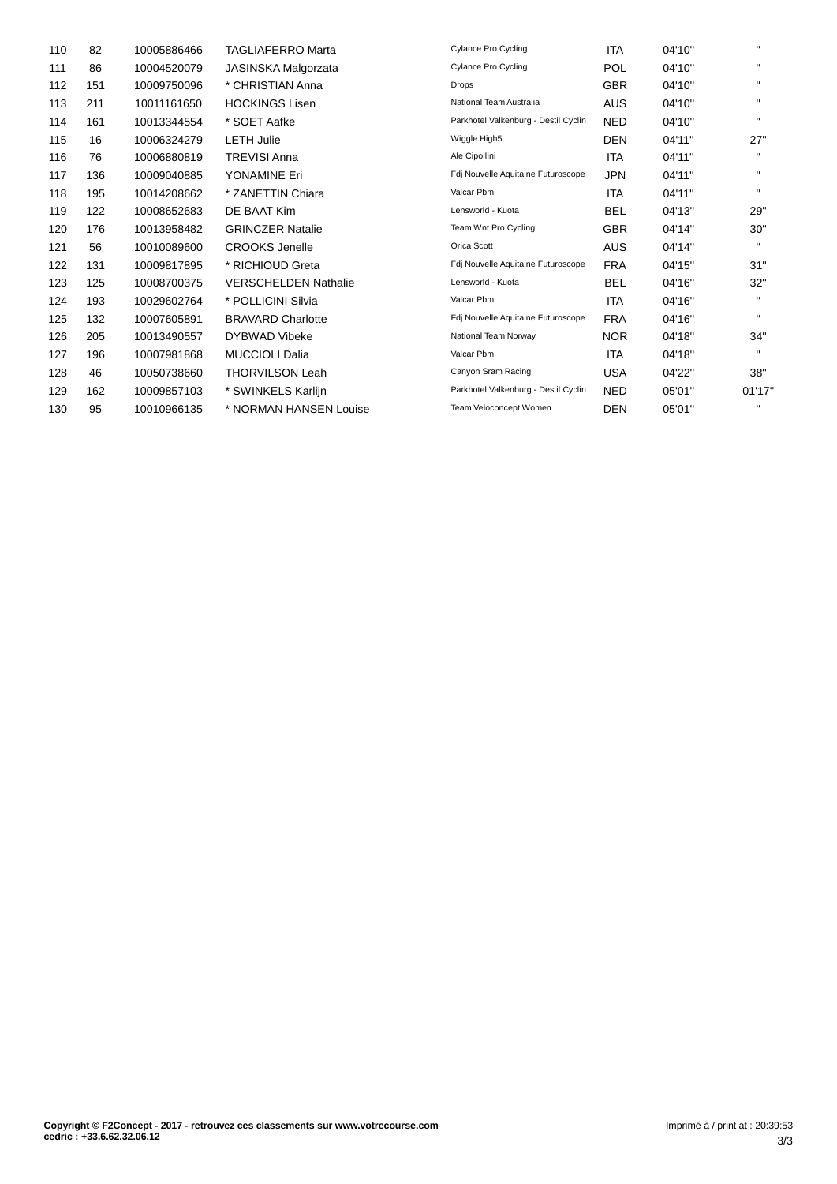| | | | | | | | |
|---|---|---|---|---|---|---|---|
| 110 | 82 | 10005886466 | TAGLIAFERRO Marta | Cylance Pro Cycling | ITA | 04'10'' | '' |
| 111 | 86 | 10004520079 | JASINSKA Malgorzata | Cylance Pro Cycling | POL | 04'10'' | '' |
| 112 | 151 | 10009750096 | * CHRISTIAN Anna | Drops | GBR | 04'10'' | '' |
| 113 | 211 | 10011161650 | HOCKINGS Lisen | National Team Australia | AUS | 04'10'' | '' |
| 114 | 161 | 10013344554 | * SOET Aafke | Parkhotel Valkenburg - Destil Cyclin | NED | 04'10'' | '' |
| 115 | 16 | 10006324279 | LETH Julie | Wiggle High5 | DEN | 04'11'' | 27'' |
| 116 | 76 | 10006880819 | TREVISI Anna | Ale Cipollini | ITA | 04'11'' | '' |
| 117 | 136 | 10009040885 | YONAMINE Eri | Fdj Nouvelle Aquitaine Futuroscope | JPN | 04'11'' | '' |
| 118 | 195 | 10014208662 | * ZANETTIN Chiara | Valcar Pbm | ITA | 04'11'' | '' |
| 119 | 122 | 10008652683 | DE BAAT Kim | Lensworld - Kuota | BEL | 04'13'' | 29'' |
| 120 | 176 | 10013958482 | GRINCZER Natalie | Team Wnt Pro Cycling | GBR | 04'14'' | 30'' |
| 121 | 56 | 10010089600 | CROOKS Jenelle | Orica Scott | AUS | 04'14'' | '' |
| 122 | 131 | 10009817895 | * RICHIOUD Greta | Fdj Nouvelle Aquitaine Futuroscope | FRA | 04'15'' | 31'' |
| 123 | 125 | 10008700375 | VERSCHELDEN Nathalie | Lensworld - Kuota | BEL | 04'16'' | 32'' |
| 124 | 193 | 10029602764 | * POLLICINI Silvia | Valcar Pbm | ITA | 04'16'' | '' |
| 125 | 132 | 10007605891 | BRAVARD Charlotte | Fdj Nouvelle Aquitaine Futuroscope | FRA | 04'16'' | '' |
| 126 | 205 | 10013490557 | DYBWAD Vibeke | National Team Norway | NOR | 04'18'' | 34'' |
| 127 | 196 | 10007981868 | MUCCIOLI Dalia | Valcar Pbm | ITA | 04'18'' | '' |
| 128 | 46 | 10050738660 | THORVILSON Leah | Canyon Sram Racing | USA | 04'22'' | 38'' |
| 129 | 162 | 10009857103 | * SWINKELS Karlijn | Parkhotel Valkenburg - Destil Cyclin | NED | 05'01'' | 01'17'' |
| 130 | 95 | 10010966135 | * NORMAN HANSEN Louise | Team Veloconcept Women | DEN | 05'01'' | '' |

**Copyright © F2Concept - 2017 - retrouvez ces classements sur www.votrecourse.com**
**cedric : +33.6.62.32.06.12**

Imprimé à / print at : 20:39:53